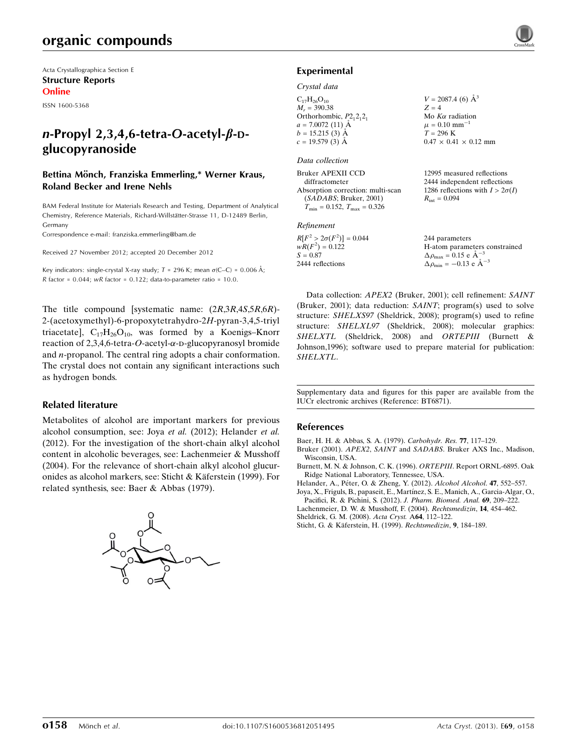Acta Crystallographica Section E
**Structure Reports**
**Online**

ISSN 1600-5368

# *n*-Propyl 2,3,4,6-tetra-*O*-acetyl-*β*-D-glucopyranoside

**Bettina Mönch, Franziska Emmerling,* Werner Kraus, Roland Becker and Irene Nehls**

BAM Federal Institute for Materials Research and Testing, Department of Analytical Chemistry, Reference Materials, Richard-Willstätter-Strasse 11, D-12489 Berlin, Germany

Correspondence e-mail: franziska.emmerling@bam.de

Received 27 November 2012; accepted 20 December 2012

Key indicators: single-crystal X-ray study; $T$ = 296 K; mean $\sigma$(C–C) = 0.006 Å; $R$ factor = 0.044; $wR$ factor = 0.122; data-to-parameter ratio = 10.0.

The title compound [systematic name: (2*R*,3*R*,4*S*,5*R*,6*R*)-2-(acetoxymethyl)-6-propoxytetrahydro-2*H*-pyran-3,4,5-triyl triacetate], $C_{17}H_{26}O_{10}$, was formed by a Koenigs–Knorr reaction of 2,3,4,6-tetra-*O*-acetyl-*α*-D-glucopyranosyl bromide and *n*-propanol. The central ring adopts a chair conformation. The crystal does not contain any significant interactions such as hydrogen bonds.

## Related literature

Metabolites of alcohol are important markers for previous alcohol consumption, see: Joya *et al.* (2012); Helander *et al.* (2012). For the investigation of the short-chain alkyl alcohol content in alcoholic beverages, see: Lachenmeier & Musshoff (2004). For the relevance of short-chain alkyl alcohol glucuronides as alcohol markers, see: Sticht & Käferstein (1999). For related synthesis, see: Baer & Abbas (1979).

## Experimental

### *Crystal data*

$C_{17}H_{26}O_{10}$
$M_r$ = 390.38
Orthorhombic, $P2_12_12_1$
$a$ = 7.0072 (11) Å
$b$ = 15.215 (3) Å
$c$ = 19.579 (3) Å
$V$ = 2087.4 (6) Å$^3$
$Z$ = 4
Mo $K\alpha$ radiation
$\mu$ = 0.10 mm$^{-1}$
$T$ = 296 K
0.47 × 0.41 × 0.12 mm

### *Data collection*

Bruker APEXII CCD diffractometer
Absorption correction: multi-scan (*SADABS*; Bruker, 2001)
$T_{min}$ = 0.152, $T_{max}$ = 0.326
12995 measured reflections
2444 independent reflections
1286 reflections with $I > 2\sigma(I)$
$R_{int}$ = 0.094

### *Refinement*

$R[F^2 > 2\sigma(F^2)]$ = 0.044
$wR(F^2)$ = 0.122
$S$ = 0.87
2444 reflections
244 parameters
H-atom parameters constrained
$\Delta\rho_{max}$ = 0.15 e Å$^{-3}$
$\Delta\rho_{min}$ = −0.13 e Å$^{-3}$

Data collection: *APEX2* (Bruker, 2001); cell refinement: *SAINT* (Bruker, 2001); data reduction: *SAINT*; program(s) used to solve structure: *SHELXS97* (Sheldrick, 2008); program(s) used to refine structure: *SHELXL97* (Sheldrick, 2008); molecular graphics: *SHELXTL* (Sheldrick, 2008) and *ORTEPIII* (Burnett & Johnson,1996); software used to prepare material for publication: *SHELXTL*.

Supplementary data and figures for this paper are available from the IUCr electronic archives (Reference: BT6871).

## References

Baer, H. H. & Abbas, S. A. (1979). *Carbohydr. Res.* **77**, 117–129.
Bruker (2001). *APEX2*, *SAINT* and *SADABS*. Bruker AXS Inc., Madison, Wisconsin, USA.
Burnett, M. N. & Johnson, C. K. (1996). *ORTEPIII*. Report ORNL-6895. Oak Ridge National Laboratory, Tennessee, USA.
Helander, A., Péter, O. & Zheng, Y. (2012). *Alcohol Alcohol.* **47**, 552–557.
Joya, X., Friguls, B., papaseit, E., Martínez, S. E., Manich, A., Garcia-Algar, O., Pacifici, R. & Pichini, S. (2012). *J. Pharm. Biomed. Anal.* **69**, 209–222.
Lachenmeier, D. W. & Musshoff, F. (2004). *Rechtsmedizin*, **14**, 454–462.
Sheldrick, G. M. (2008). *Acta Cryst.* A**64**, 112–122.
Sticht, G. & Käferstein, H. (1999). *Rechtsmedizin*, **9**, 184–189.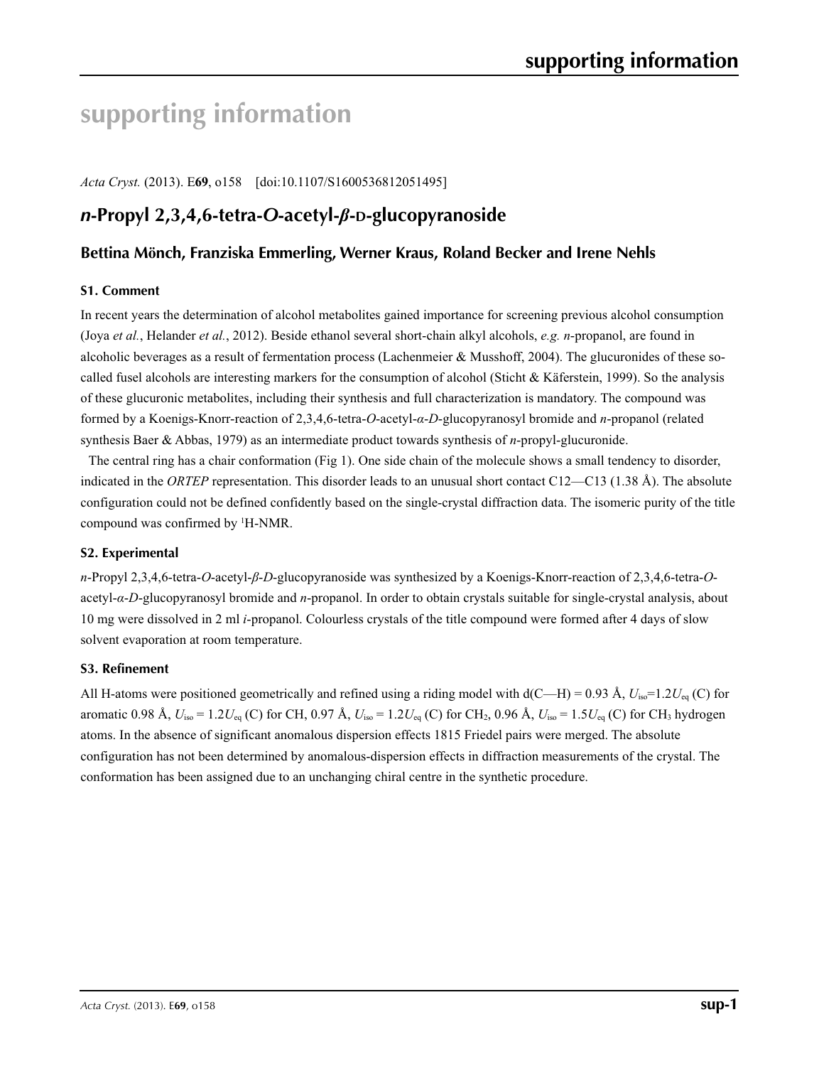# supporting information

*Acta Cryst.* (2013). E**69**, o158 [doi:10.1107/S1600536812051495]

## *n*-Propyl 2,3,4,6-tetra-*O*-acetyl-*β*-D-glucopyranoside

### Bettina Mönch, Franziska Emmerling, Werner Kraus, Roland Becker and Irene Nehls

#### S1. Comment

In recent years the determination of alcohol metabolites gained importance for screening previous alcohol consumption (Joya *et al.*, Helander *et al.*, 2012). Beside ethanol several short-chain alkyl alcohols, *e.g.* *n*-propanol, are found in alcoholic beverages as a result of fermentation process (Lachenmeier & Musshoff, 2004). The glucuronides of these so-called fusel alcohols are interesting markers for the consumption of alcohol (Sticht & Käferstein, 1999). So the analysis of these glucuronic metabolites, including their synthesis and full characterization is mandatory. The compound was formed by a Koenigs-Knorr-reaction of 2,3,4,6-tetra-*O*-acetyl-*α*-*D*-glucopyranosyl bromide and *n*-propanol (related synthesis Baer & Abbas, 1979) as an intermediate product towards synthesis of *n*-propyl-glucuronide.

The central ring has a chair conformation (Fig 1). One side chain of the molecule shows a small tendency to disorder, indicated in the *ORTEP* representation. This disorder leads to an unusual short contact C12—C13 (1.38 Å). The absolute configuration could not be defined confidently based on the single-crystal diffraction data. The isomeric purity of the title compound was confirmed by $^{1}$H-NMR.

#### S2. Experimental

*n*-Propyl 2,3,4,6-tetra-*O*-acetyl-*β*-*D*-glucopyranoside was synthesized by a Koenigs-Knorr-reaction of 2,3,4,6-tetra-*O*-acetyl-*α*-*D*-glucopyranosyl bromide and *n*-propanol. In order to obtain crystals suitable for single-crystal analysis, about 10 mg were dissolved in 2 ml *i*-propanol. Colourless crystals of the title compound were formed after 4 days of slow solvent evaporation at room temperature.

#### S3. Refinement

All H-atoms were positioned geometrically and refined using a riding model with d(C—H) = 0.93 Å, $U_{iso}$=1.2$U_{eq}$ (C) for aromatic 0.98 Å, $U_{iso}$ = 1.2$U_{eq}$ (C) for CH, 0.97 Å, $U_{iso}$ = 1.2$U_{eq}$ (C) for $CH_2$, 0.96 Å, $U_{iso}$ = 1.5$U_{eq}$ (C) for $CH_3$ hydrogen atoms. In the absence of significant anomalous dispersion effects 1815 Friedel pairs were merged. The absolute configuration has not been determined by anomalous-dispersion effects in diffraction measurements of the crystal. The conformation has been assigned due to an unchanging chiral centre in the synthetic procedure.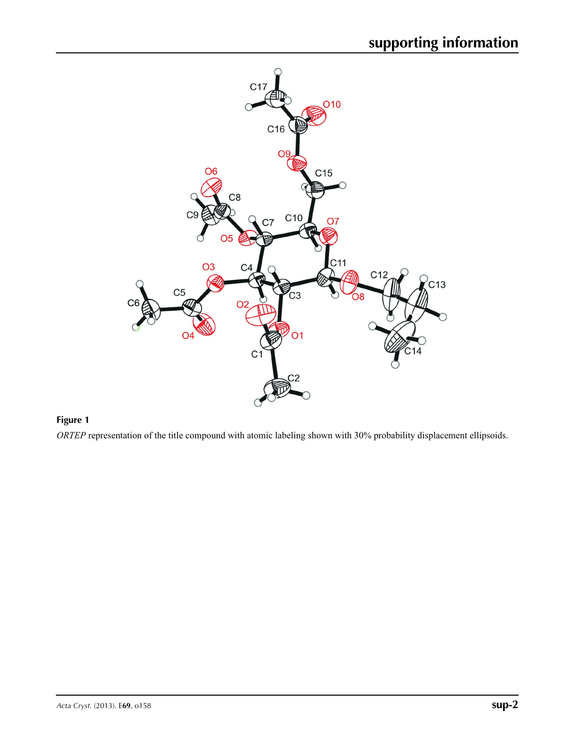**Figure 1**

*ORTEP* representation of the title compound with atomic labeling shown with 30% probability displacement ellipsoids.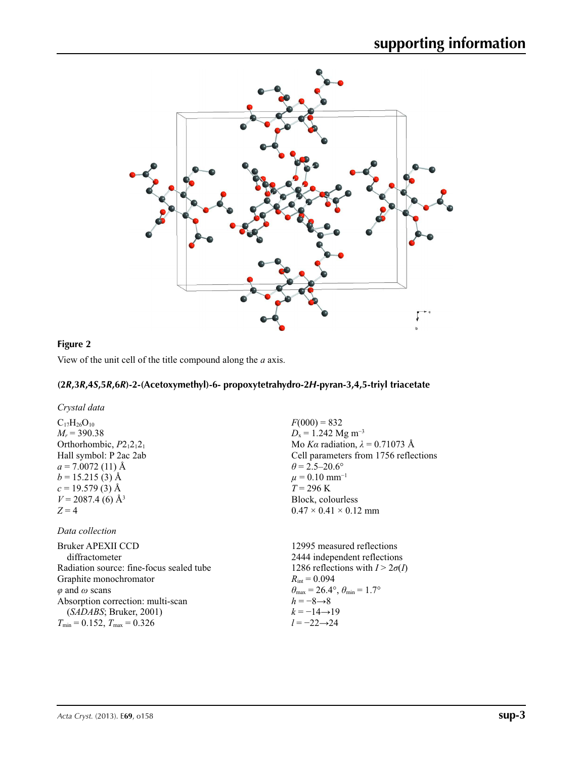**Figure 2**

View of the unit cell of the title compound along the *a* axis.

## (2*R*,3*R*,4*S*,5*R*,6*R*)-2-(Acetoxymethyl)-6- propoxytetrahydro-2*H*-pyran-3,4,5-triyl triacetate

### *Crystal data*

$C_{17}H_{26}O_{10}$
$M_r = 390.38$
Orthorhombic, $P2_12_12_1$
Hall symbol: P 2ac 2ab
$a = 7.0072$ (11) Å
$b = 15.215$ (3) Å
$c = 19.579$ (3) Å
$V = 2087.4$ (6) Å$^3$
$Z = 4$
$F(000) = 832$
$D_x = 1.242$ Mg m$^{-3}$
Mo $K\alpha$ radiation, $\lambda = 0.71073$ Å
Cell parameters from 1756 reflections
$\theta = 2.5$–$20.6°$
$\mu = 0.10$ mm$^{-1}$
$T = 296$ K
Block, colourless
0.47 × 0.41 × 0.12 mm

### *Data collection*

Bruker APEXII CCD diffractometer
Radiation source: fine-focus sealed tube
Graphite monochromator
$\varphi$ and $\omega$ scans
Absorption correction: multi-scan (*SADABS*; Bruker, 2001)
$T_{min} = 0.152$, $T_{max} = 0.326$
12995 measured reflections
2444 independent reflections
1286 reflections with $I > 2\sigma(I)$
$R_{int} = 0.094$
$\theta_{max} = 26.4°$, $\theta_{min} = 1.7°$
$h = -8 \rightarrow 8$
$k = -14 \rightarrow 19$
$l = -22 \rightarrow 24$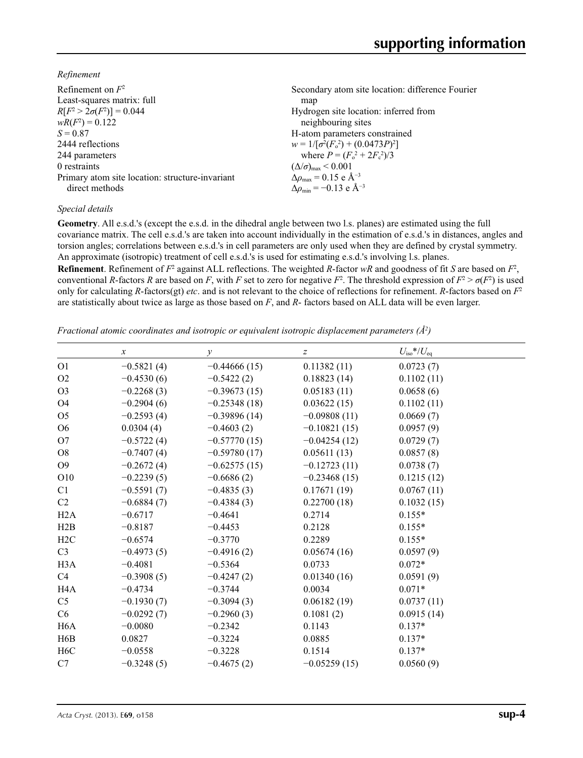*Refinement*

Refinement on $F^2$
Least-squares matrix: full
$R[F^2 > 2\sigma(F^2)] = 0.044$
$wR(F^2) = 0.122$
$S = 0.87$
2444 reflections
244 parameters
0 restraints
Primary atom site location: structure-invariant direct methods
Secondary atom site location: difference Fourier map
Hydrogen site location: inferred from neighbouring sites
H-atom parameters constrained
$w = 1/[\sigma^2(F_o^2) + (0.0473P)^2]$
where $P = (F_o^2 + 2F_c^2)/3$
$(\Delta/\sigma)_{max} < 0.001$
$\Delta\rho_{max} = 0.15$ e Å$^{-3}$
$\Delta\rho_{min} = -0.13$ e Å$^{-3}$

*Special details*

**Geometry**. All e.s.d.'s (except the e.s.d. in the dihedral angle between two l.s. planes) are estimated using the full covariance matrix. The cell e.s.d.'s are taken into account individually in the estimation of e.s.d.'s in distances, angles and torsion angles; correlations between e.s.d.'s in cell parameters are only used when they are defined by crystal symmetry. An approximate (isotropic) treatment of cell e.s.d.'s is used for estimating e.s.d.'s involving l.s. planes.

**Refinement**. Refinement of $F^2$ against ALL reflections. The weighted $R$-factor $wR$ and goodness of fit $S$ are based on $F^2$, conventional $R$-factors $R$ are based on $F$, with $F$ set to zero for negative $F^2$. The threshold expression of $F^2 > \sigma(F^2)$ is used only for calculating $R$-factors(gt) *etc*. and is not relevant to the choice of reflections for refinement. $R$-factors based on $F^2$ are statistically about twice as large as those based on $F$, and $R$- factors based on ALL data will be even larger.

*Fractional atomic coordinates and isotropic or equivalent isotropic displacement parameters (Å$^2$)*

| | $x$ | $y$ | $z$ | $U_{iso}$*/$U_{eq}$ |
|---|---|---|---|---|
| O1 | −0.5821 (4) | −0.44666 (15) | 0.11382 (11) | 0.0723 (7) |
| O2 | −0.4530 (6) | −0.5422 (2) | 0.18823 (14) | 0.1102 (11) |
| O3 | −0.2268 (3) | −0.39673 (15) | 0.05183 (11) | 0.0658 (6) |
| O4 | −0.2904 (6) | −0.25348 (18) | 0.03622 (15) | 0.1102 (11) |
| O5 | −0.2593 (4) | −0.39896 (14) | −0.09808 (11) | 0.0669 (7) |
| O6 | 0.0304 (4) | −0.4603 (2) | −0.10821 (15) | 0.0957 (9) |
| O7 | −0.5722 (4) | −0.57770 (15) | −0.04254 (12) | 0.0729 (7) |
| O8 | −0.7407 (4) | −0.59780 (17) | 0.05611 (13) | 0.0857 (8) |
| O9 | −0.2672 (4) | −0.62575 (15) | −0.12723 (11) | 0.0738 (7) |
| O10 | −0.2239 (5) | −0.6686 (2) | −0.23468 (15) | 0.1215 (12) |
| C1 | −0.5591 (7) | −0.4835 (3) | 0.17671 (19) | 0.0767 (11) |
| C2 | −0.6884 (7) | −0.4384 (3) | 0.22700 (18) | 0.1032 (15) |
| H2A | −0.6717 | −0.4641 | 0.2714 | 0.155* |
| H2B | −0.8187 | −0.4453 | 0.2128 | 0.155* |
| H2C | −0.6574 | −0.3770 | 0.2289 | 0.155* |
| C3 | −0.4973 (5) | −0.4916 (2) | 0.05674 (16) | 0.0597 (9) |
| H3A | −0.4081 | −0.5364 | 0.0733 | 0.072* |
| C4 | −0.3908 (5) | −0.4247 (2) | 0.01340 (16) | 0.0591 (9) |
| H4A | −0.4734 | −0.3744 | 0.0034 | 0.071* |
| C5 | −0.1930 (7) | −0.3094 (3) | 0.06182 (19) | 0.0737 (11) |
| C6 | −0.0292 (7) | −0.2960 (3) | 0.1081 (2) | 0.0915 (14) |
| H6A | −0.0080 | −0.2342 | 0.1143 | 0.137* |
| H6B | 0.0827 | −0.3224 | 0.0885 | 0.137* |
| H6C | −0.0558 | −0.3228 | 0.1514 | 0.137* |
| C7 | −0.3248 (5) | −0.4675 (2) | −0.05259 (15) | 0.0560 (9) |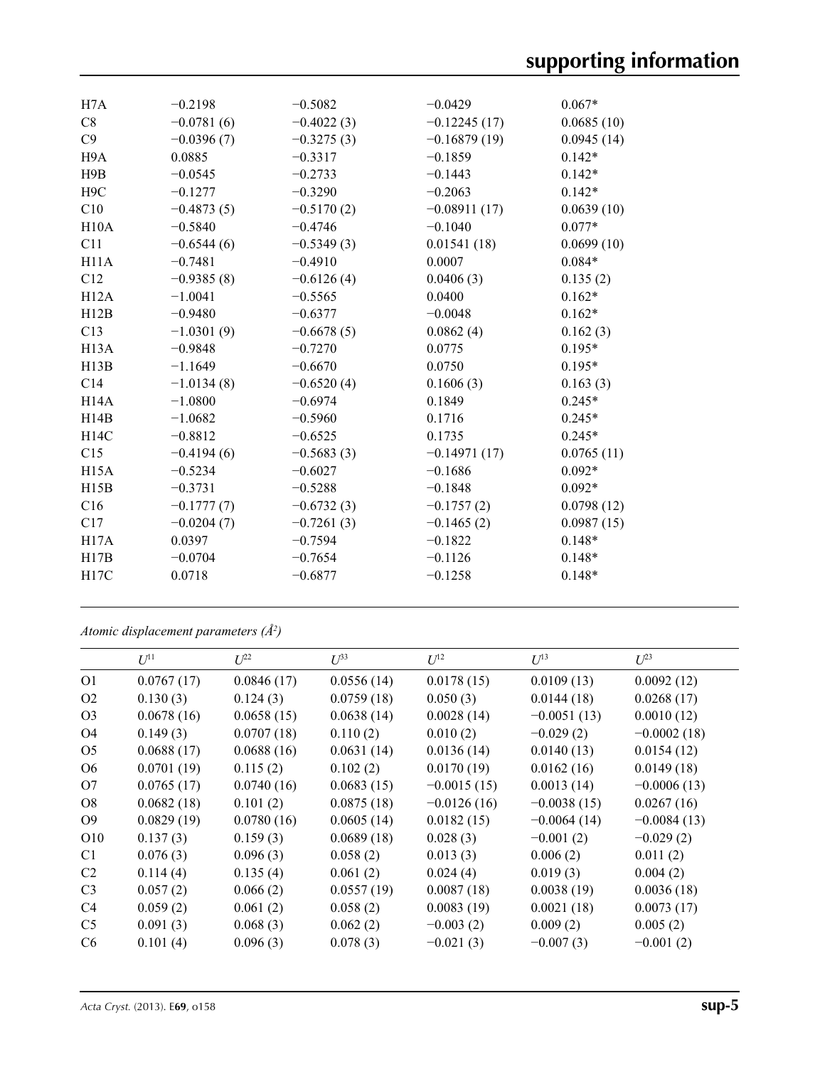| | | | | |
|---|---|---|---|---|
| H7A | −0.2198 | −0.5082 | −0.0429 | 0.067* |
| C8 | −0.0781 (6) | −0.4022 (3) | −0.12245 (17) | 0.0685 (10) |
| C9 | −0.0396 (7) | −0.3275 (3) | −0.16879 (19) | 0.0945 (14) |
| H9A | 0.0885 | −0.3317 | −0.1859 | 0.142* |
| H9B | −0.0545 | −0.2733 | −0.1443 | 0.142* |
| H9C | −0.1277 | −0.3290 | −0.2063 | 0.142* |
| C10 | −0.4873 (5) | −0.5170 (2) | −0.08911 (17) | 0.0639 (10) |
| H10A | −0.5840 | −0.4746 | −0.1040 | 0.077* |
| C11 | −0.6544 (6) | −0.5349 (3) | 0.01541 (18) | 0.0699 (10) |
| H11A | −0.7481 | −0.4910 | 0.0007 | 0.084* |
| C12 | −0.9385 (8) | −0.6126 (4) | 0.0406 (3) | 0.135 (2) |
| H12A | −1.0041 | −0.5565 | 0.0400 | 0.162* |
| H12B | −0.9480 | −0.6377 | −0.0048 | 0.162* |
| C13 | −1.0301 (9) | −0.6678 (5) | 0.0862 (4) | 0.162 (3) |
| H13A | −0.9848 | −0.7270 | 0.0775 | 0.195* |
| H13B | −1.1649 | −0.6670 | 0.0750 | 0.195* |
| C14 | −1.0134 (8) | −0.6520 (4) | 0.1606 (3) | 0.163 (3) |
| H14A | −1.0800 | −0.6974 | 0.1849 | 0.245* |
| H14B | −1.0682 | −0.5960 | 0.1716 | 0.245* |
| H14C | −0.8812 | −0.6525 | 0.1735 | 0.245* |
| C15 | −0.4194 (6) | −0.5683 (3) | −0.14971 (17) | 0.0765 (11) |
| H15A | −0.5234 | −0.6027 | −0.1686 | 0.092* |
| H15B | −0.3731 | −0.5288 | −0.1848 | 0.092* |
| C16 | −0.1777 (7) | −0.6732 (3) | −0.1757 (2) | 0.0798 (12) |
| C17 | −0.0204 (7) | −0.7261 (3) | −0.1465 (2) | 0.0987 (15) |
| H17A | 0.0397 | −0.7594 | −0.1822 | 0.148* |
| H17B | −0.0704 | −0.7654 | −0.1126 | 0.148* |
| H17C | 0.0718 | −0.6877 | −0.1258 | 0.148* |

*Atomic displacement parameters (Å²)*

| | $U^{11}$ | $U^{22}$ | $U^{33}$ | $U^{12}$ | $U^{13}$ | $U^{23}$ |
|---|---|---|---|---|---|---|
| O1 | 0.0767 (17) | 0.0846 (17) | 0.0556 (14) | 0.0178 (15) | 0.0109 (13) | 0.0092 (12) |
| O2 | 0.130 (3) | 0.124 (3) | 0.0759 (18) | 0.050 (3) | 0.0144 (18) | 0.0268 (17) |
| O3 | 0.0678 (16) | 0.0658 (15) | 0.0638 (14) | 0.0028 (14) | −0.0051 (13) | 0.0010 (12) |
| O4 | 0.149 (3) | 0.0707 (18) | 0.110 (2) | 0.010 (2) | −0.029 (2) | −0.0002 (18) |
| O5 | 0.0688 (17) | 0.0688 (16) | 0.0631 (14) | 0.0136 (14) | 0.0140 (13) | 0.0154 (12) |
| O6 | 0.0701 (19) | 0.115 (2) | 0.102 (2) | 0.0170 (19) | 0.0162 (16) | 0.0149 (18) |
| O7 | 0.0765 (17) | 0.0740 (16) | 0.0683 (15) | −0.0015 (15) | 0.0013 (14) | −0.0006 (13) |
| O8 | 0.0682 (18) | 0.101 (2) | 0.0875 (18) | −0.0126 (16) | −0.0038 (15) | 0.0267 (16) |
| O9 | 0.0829 (19) | 0.0780 (16) | 0.0605 (14) | 0.0182 (15) | −0.0064 (14) | −0.0084 (13) |
| O10 | 0.137 (3) | 0.159 (3) | 0.0689 (18) | 0.028 (3) | −0.001 (2) | −0.029 (2) |
| C1 | 0.076 (3) | 0.096 (3) | 0.058 (2) | 0.013 (3) | 0.006 (2) | 0.011 (2) |
| C2 | 0.114 (4) | 0.135 (4) | 0.061 (2) | 0.024 (4) | 0.019 (3) | 0.004 (2) |
| C3 | 0.057 (2) | 0.066 (2) | 0.0557 (19) | 0.0087 (18) | 0.0038 (19) | 0.0036 (18) |
| C4 | 0.059 (2) | 0.061 (2) | 0.058 (2) | 0.0083 (19) | 0.0021 (18) | 0.0073 (17) |
| C5 | 0.091 (3) | 0.068 (3) | 0.062 (2) | −0.003 (2) | 0.009 (2) | 0.005 (2) |
| C6 | 0.101 (4) | 0.096 (3) | 0.078 (3) | −0.021 (3) | −0.007 (3) | −0.001 (2) |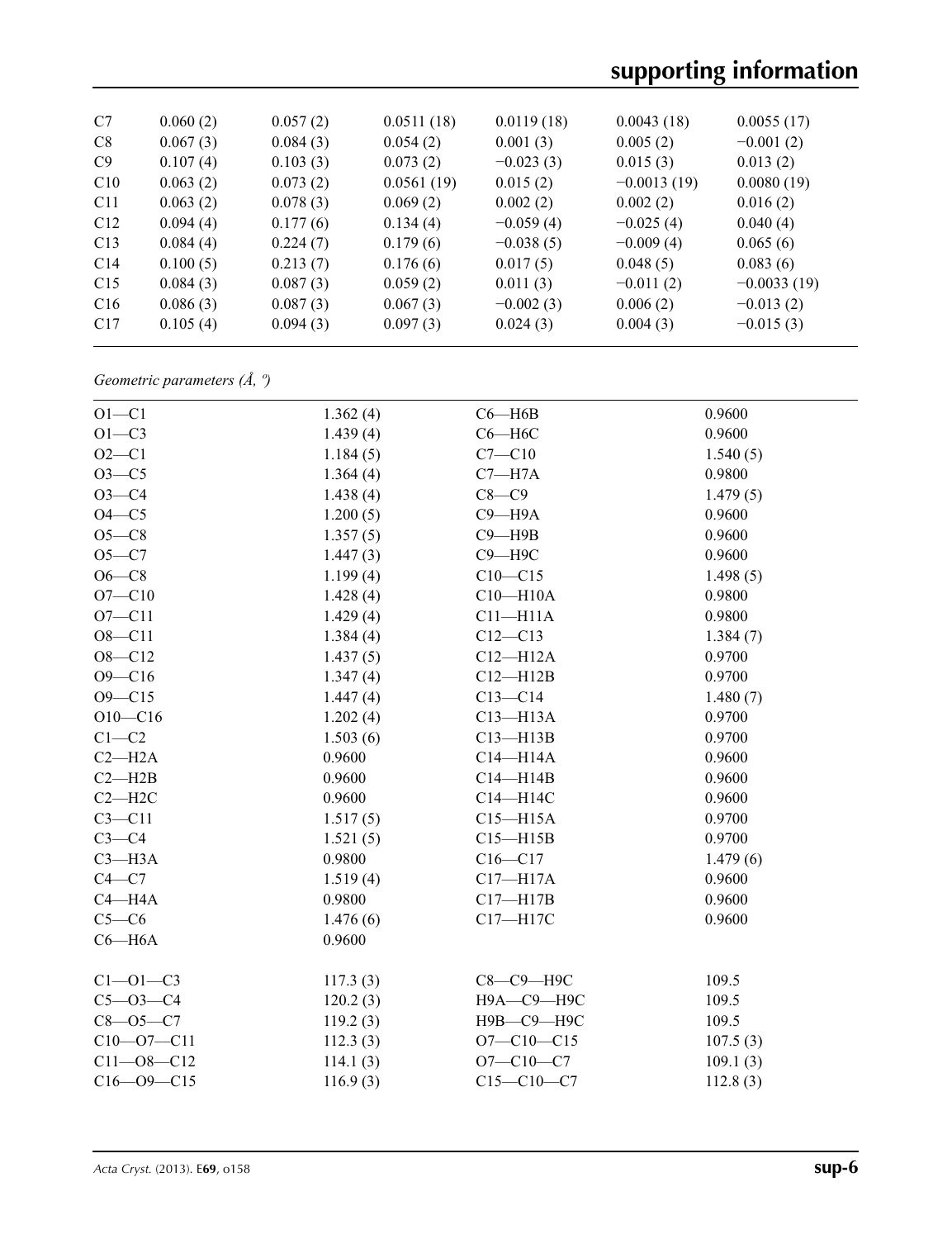|  |  |  |  |  |  |  |
|---|---|---|---|---|---|---|
| C7 | 0.060 (2) | 0.057 (2) | 0.0511 (18) | 0.0119 (18) | 0.0043 (18) | 0.0055 (17) |
| C8 | 0.067 (3) | 0.084 (3) | 0.054 (2) | 0.001 (3) | 0.005 (2) | −0.001 (2) |
| C9 | 0.107 (4) | 0.103 (3) | 0.073 (2) | −0.023 (3) | 0.015 (3) | 0.013 (2) |
| C10 | 0.063 (2) | 0.073 (2) | 0.0561 (19) | 0.015 (2) | −0.0013 (19) | 0.0080 (19) |
| C11 | 0.063 (2) | 0.078 (3) | 0.069 (2) | 0.002 (2) | 0.002 (2) | 0.016 (2) |
| C12 | 0.094 (4) | 0.177 (6) | 0.134 (4) | −0.059 (4) | −0.025 (4) | 0.040 (4) |
| C13 | 0.084 (4) | 0.224 (7) | 0.179 (6) | −0.038 (5) | −0.009 (4) | 0.065 (6) |
| C14 | 0.100 (5) | 0.213 (7) | 0.176 (6) | 0.017 (5) | 0.048 (5) | 0.083 (6) |
| C15 | 0.084 (3) | 0.087 (3) | 0.059 (2) | 0.011 (3) | −0.011 (2) | −0.0033 (19) |
| C16 | 0.086 (3) | 0.087 (3) | 0.067 (3) | −0.002 (3) | 0.006 (2) | −0.013 (2) |
| C17 | 0.105 (4) | 0.094 (3) | 0.097 (3) | 0.024 (3) | 0.004 (3) | −0.015 (3) |

*Geometric parameters (Å, º)*

|  |  |  |  |
|---|---|---|---|
| O1—C1 | 1.362 (4) | C6—H6B | 0.9600 |
| O1—C3 | 1.439 (4) | C6—H6C | 0.9600 |
| O2—C1 | 1.184 (5) | C7—C10 | 1.540 (5) |
| O3—C5 | 1.364 (4) | C7—H7A | 0.9800 |
| O3—C4 | 1.438 (4) | C8—C9 | 1.479 (5) |
| O4—C5 | 1.200 (5) | C9—H9A | 0.9600 |
| O5—C8 | 1.357 (5) | C9—H9B | 0.9600 |
| O5—C7 | 1.447 (3) | C9—H9C | 0.9600 |
| O6—C8 | 1.199 (4) | C10—C15 | 1.498 (5) |
| O7—C10 | 1.428 (4) | C10—H10A | 0.9800 |
| O7—C11 | 1.429 (4) | C11—H11A | 0.9800 |
| O8—C11 | 1.384 (4) | C12—C13 | 1.384 (7) |
| O8—C12 | 1.437 (5) | C12—H12A | 0.9700 |
| O9—C16 | 1.347 (4) | C12—H12B | 0.9700 |
| O9—C15 | 1.447 (4) | C13—C14 | 1.480 (7) |
| O10—C16 | 1.202 (4) | C13—H13A | 0.9700 |
| C1—C2 | 1.503 (6) | C13—H13B | 0.9700 |
| C2—H2A | 0.9600 | C14—H14A | 0.9600 |
| C2—H2B | 0.9600 | C14—H14B | 0.9600 |
| C2—H2C | 0.9600 | C14—H14C | 0.9600 |
| C3—C11 | 1.517 (5) | C15—H15A | 0.9700 |
| C3—C4 | 1.521 (5) | C15—H15B | 0.9700 |
| C3—H3A | 0.9800 | C16—C17 | 1.479 (6) |
| C4—C7 | 1.519 (4) | C17—H17A | 0.9600 |
| C4—H4A | 0.9800 | C17—H17B | 0.9600 |
| C5—C6 | 1.476 (6) | C17—H17C | 0.9600 |
| C6—H6A | 0.9600 |  |  |
|  |  |  |  |
| C1—O1—C3 | 117.3 (3) | C8—C9—H9C | 109.5 |
| C5—O3—C4 | 120.2 (3) | H9A—C9—H9C | 109.5 |
| C8—O5—C7 | 119.2 (3) | H9B—C9—H9C | 109.5 |
| C10—O7—C11 | 112.3 (3) | O7—C10—C15 | 107.5 (3) |
| C11—O8—C12 | 114.1 (3) | O7—C10—C7 | 109.1 (3) |
| C16—O9—C15 | 116.9 (3) | C15—C10—C7 | 112.8 (3) |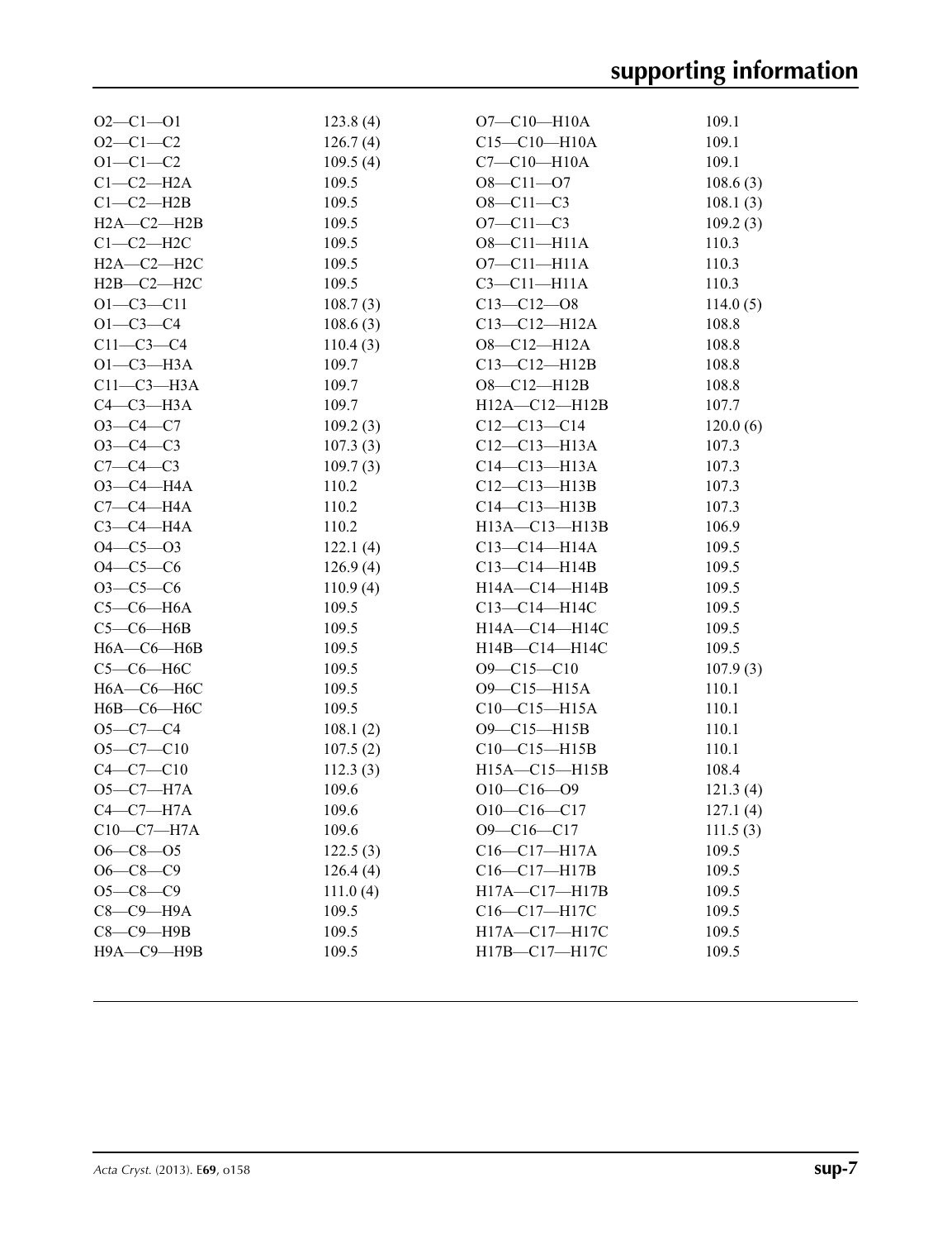| | | | |
|---|---|---|---|
| O2—C1—O1 | 123.8 (4) | O7—C10—H10A | 109.1 |
| O2—C1—C2 | 126.7 (4) | C15—C10—H10A | 109.1 |
| O1—C1—C2 | 109.5 (4) | C7—C10—H10A | 109.1 |
| C1—C2—H2A | 109.5 | O8—C11—O7 | 108.6 (3) |
| C1—C2—H2B | 109.5 | O8—C11—C3 | 108.1 (3) |
| H2A—C2—H2B | 109.5 | O7—C11—C3 | 109.2 (3) |
| C1—C2—H2C | 109.5 | O8—C11—H11A | 110.3 |
| H2A—C2—H2C | 109.5 | O7—C11—H11A | 110.3 |
| H2B—C2—H2C | 109.5 | C3—C11—H11A | 110.3 |
| O1—C3—C11 | 108.7 (3) | C13—C12—O8 | 114.0 (5) |
| O1—C3—C4 | 108.6 (3) | C13—C12—H12A | 108.8 |
| C11—C3—C4 | 110.4 (3) | O8—C12—H12A | 108.8 |
| O1—C3—H3A | 109.7 | C13—C12—H12B | 108.8 |
| C11—C3—H3A | 109.7 | O8—C12—H12B | 108.8 |
| C4—C3—H3A | 109.7 | H12A—C12—H12B | 107.7 |
| O3—C4—C7 | 109.2 (3) | C12—C13—C14 | 120.0 (6) |
| O3—C4—C3 | 107.3 (3) | C12—C13—H13A | 107.3 |
| C7—C4—C3 | 109.7 (3) | C14—C13—H13A | 107.3 |
| O3—C4—H4A | 110.2 | C12—C13—H13B | 107.3 |
| C7—C4—H4A | 110.2 | C14—C13—H13B | 107.3 |
| C3—C4—H4A | 110.2 | H13A—C13—H13B | 106.9 |
| O4—C5—O3 | 122.1 (4) | C13—C14—H14A | 109.5 |
| O4—C5—C6 | 126.9 (4) | C13—C14—H14B | 109.5 |
| O3—C5—C6 | 110.9 (4) | H14A—C14—H14B | 109.5 |
| C5—C6—H6A | 109.5 | C13—C14—H14C | 109.5 |
| C5—C6—H6B | 109.5 | H14A—C14—H14C | 109.5 |
| H6A—C6—H6B | 109.5 | H14B—C14—H14C | 109.5 |
| C5—C6—H6C | 109.5 | O9—C15—C10 | 107.9 (3) |
| H6A—C6—H6C | 109.5 | O9—C15—H15A | 110.1 |
| H6B—C6—H6C | 109.5 | C10—C15—H15A | 110.1 |
| O5—C7—C4 | 108.1 (2) | O9—C15—H15B | 110.1 |
| O5—C7—C10 | 107.5 (2) | C10—C15—H15B | 110.1 |
| C4—C7—C10 | 112.3 (3) | H15A—C15—H15B | 108.4 |
| O5—C7—H7A | 109.6 | O10—C16—O9 | 121.3 (4) |
| C4—C7—H7A | 109.6 | O10—C16—C17 | 127.1 (4) |
| C10—C7—H7A | 109.6 | O9—C16—C17 | 111.5 (3) |
| O6—C8—O5 | 122.5 (3) | C16—C17—H17A | 109.5 |
| O6—C8—C9 | 126.4 (4) | C16—C17—H17B | 109.5 |
| O5—C8—C9 | 111.0 (4) | H17A—C17—H17B | 109.5 |
| C8—C9—H9A | 109.5 | C16—C17—H17C | 109.5 |
| C8—C9—H9B | 109.5 | H17A—C17—H17C | 109.5 |
| H9A—C9—H9B | 109.5 | H17B—C17—H17C | 109.5 |